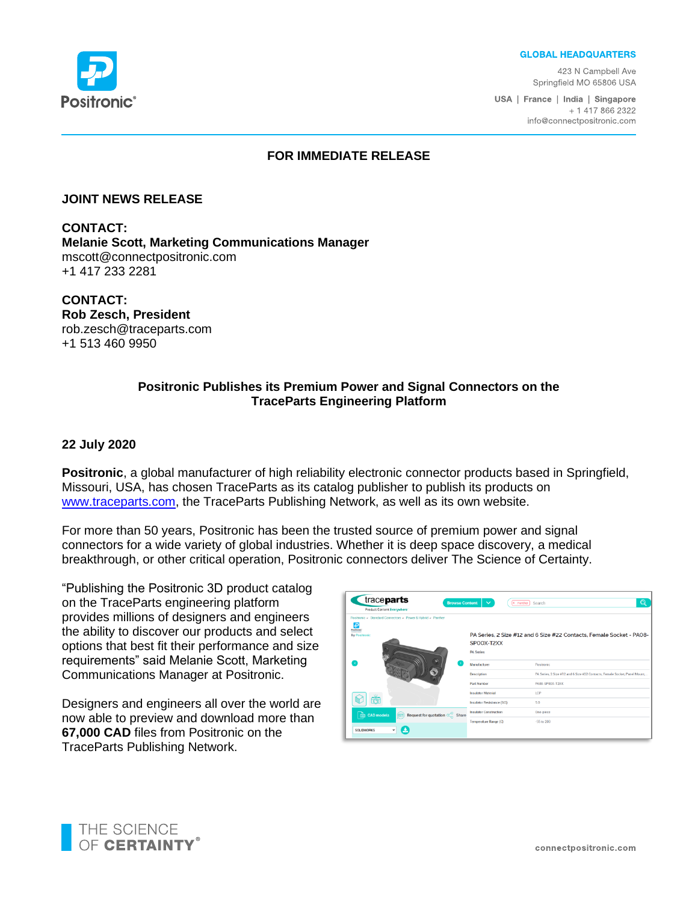Positronic®

**GLOBAL HEADQUARTERS**

423 N Campbell Ave
Springfield MO 65806 USA

**USA | France | India | Singapore**
+ 1 417 866 2322
info@connectpositronic.com

**FOR IMMEDIATE RELEASE**

**JOINT NEWS RELEASE**

**CONTACT:**
**Melanie Scott, Marketing Communications Manager**
mscott@connectpositronic.com
+1 417 233 2281

**CONTACT:**
**Rob Zesch, President**
rob.zesch@traceparts.com
+1 513 460 9950

## Positronic Publishes its Premium Power and Signal Connectors on the TraceParts Engineering Platform

**22 July 2020**

**Positronic**, a global manufacturer of high reliability electronic connector products based in Springfield, Missouri, USA, has chosen TraceParts as its catalog publisher to publish its products on www.traceparts.com, the TraceParts Publishing Network, as well as its own website.

For more than 50 years, Positronic has been the trusted source of premium power and signal connectors for a wide variety of global industries. Whether it is deep space discovery, a medical breakthrough, or other critical operation, Positronic connectors deliver The Science of Certainty.

"Publishing the Positronic 3D product catalog on the TraceParts engineering platform provides millions of designers and engineers the ability to discover our products and select options that best fit their performance and size requirements" said Melanie Scott, Marketing Communications Manager at Positronic.

Designers and engineers all over the world are now able to preview and download more than **67,000 CAD** files from Positronic on the TraceParts Publishing Network.

THE SCIENCE OF **CERTAINTY**®

connectpositronic.com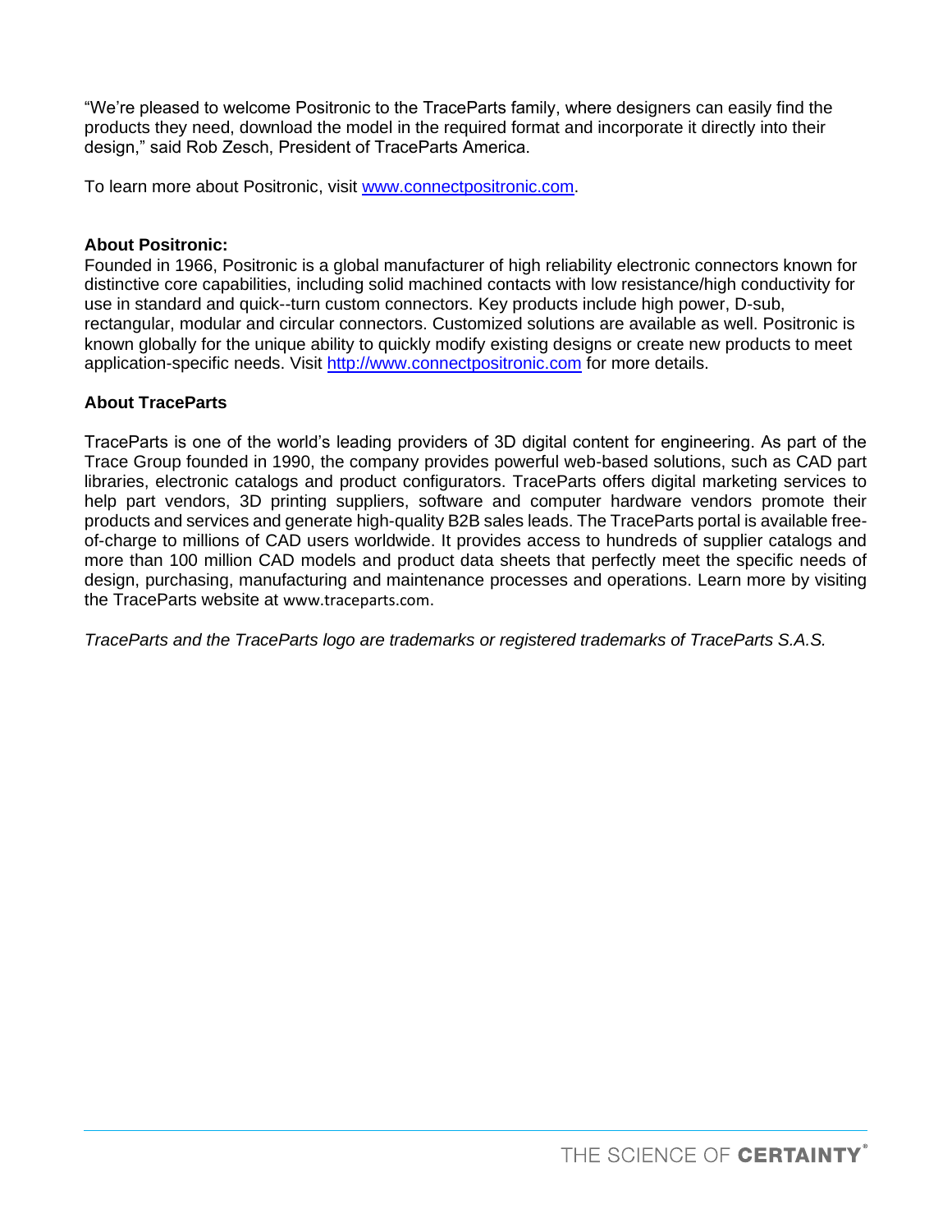"We're pleased to welcome Positronic to the TraceParts family, where designers can easily find the products they need, download the model in the required format and incorporate it directly into their design," said Rob Zesch, President of TraceParts America.

To learn more about Positronic, visit [www.connectpositronic.com](www.connectpositronic.com).

**About Positronic:**
Founded in 1966, Positronic is a global manufacturer of high reliability electronic connectors known for distinctive core capabilities, including solid machined contacts with low resistance/high conductivity for use in standard and quick--turn custom connectors. Key products include high power, D-sub, rectangular, modular and circular connectors. Customized solutions are available as well. Positronic is known globally for the unique ability to quickly modify existing designs or create new products to meet application-specific needs. Visit [http://www.connectpositronic.com](http://www.connectpositronic.com) for more details.

**About TraceParts**

TraceParts is one of the world's leading providers of 3D digital content for engineering. As part of the Trace Group founded in 1990, the company provides powerful web-based solutions, such as CAD part libraries, electronic catalogs and product configurators. TraceParts offers digital marketing services to help part vendors, 3D printing suppliers, software and computer hardware vendors promote their products and services and generate high-quality B2B sales leads. The TraceParts portal is available free-of-charge to millions of CAD users worldwide. It provides access to hundreds of supplier catalogs and more than 100 million CAD models and product data sheets that perfectly meet the specific needs of design, purchasing, manufacturing and maintenance processes and operations. Learn more by visiting the TraceParts website at www.traceparts.com.

*TraceParts and the TraceParts logo are trademarks or registered trademarks of TraceParts S.A.S.*